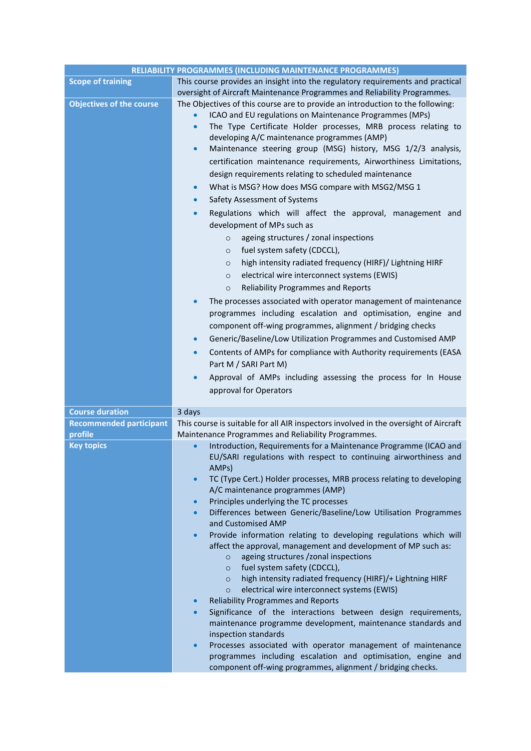| RELIABILITY PROGRAMMES (INCLUDING MAINTENANCE PROGRAMMES) | |
|---|---|
| **Scope of training** | This course provides an insight into the regulatory requirements and practical oversight of Aircraft Maintenance Programmes and Reliability Programmes. |
| **Objectives of the course** | The Objectives of this course are to provide an introduction to the following:<br>• ICAO and EU regulations on Maintenance Programmes (MPs)<br>• The Type Certificate Holder processes, MRB process relating to developing A/C maintenance programmes (AMP)<br>• Maintenance steering group (MSG) history, MSG 1/2/3 analysis, certification maintenance requirements, Airworthiness Limitations, design requirements relating to scheduled maintenance<br>• What is MSG? How does MSG compare with MSG2/MSG 1<br>• Safety Assessment of Systems<br>• Regulations which will affect the approval, management and development of MPs such as<br>&nbsp;&nbsp;&nbsp;&nbsp;○ ageing structures / zonal inspections<br>&nbsp;&nbsp;&nbsp;&nbsp;○ fuel system safety (CDCCL),<br>&nbsp;&nbsp;&nbsp;&nbsp;○ high intensity radiated frequency (HIRF)/ Lightning HIRF<br>&nbsp;&nbsp;&nbsp;&nbsp;○ electrical wire interconnect systems (EWIS)<br>&nbsp;&nbsp;&nbsp;&nbsp;○ Reliability Programmes and Reports<br>• The processes associated with operator management of maintenance programmes including escalation and optimisation, engine and component off-wing programmes, alignment / bridging checks<br>• Generic/Baseline/Low Utilization Programmes and Customised AMP<br>• Contents of AMPs for compliance with Authority requirements (EASA Part M / SARI Part M)<br>• Approval of AMPs including assessing the process for In House approval for Operators |
| **Course duration** | 3 days |
| **Recommended participant profile** | This course is suitable for all AIR inspectors involved in the oversight of Aircraft Maintenance Programmes and Reliability Programmes. |
| **Key topics** | • Introduction, Requirements for a Maintenance Programme (ICAO and EU/SARI regulations with respect to continuing airworthiness and AMPs)<br>• TC (Type Cert.) Holder processes, MRB process relating to developing A/C maintenance programmes (AMP)<br>• Principles underlying the TC processes<br>• Differences between Generic/Baseline/Low Utilisation Programmes and Customised AMP<br>• Provide information relating to developing regulations which will affect the approval, management and development of MP such as:<br>&nbsp;&nbsp;&nbsp;&nbsp;○ ageing structures /zonal inspections<br>&nbsp;&nbsp;&nbsp;&nbsp;○ fuel system safety (CDCCL),<br>&nbsp;&nbsp;&nbsp;&nbsp;○ high intensity radiated frequency (HIRF)/+ Lightning HIRF<br>&nbsp;&nbsp;&nbsp;&nbsp;○ electrical wire interconnect systems (EWIS)<br>• Reliability Programmes and Reports<br>• Significance of the interactions between design requirements, maintenance programme development, maintenance standards and inspection standards<br>• Processes associated with operator management of maintenance programmes including escalation and optimisation, engine and component off-wing programmes, alignment / bridging checks. |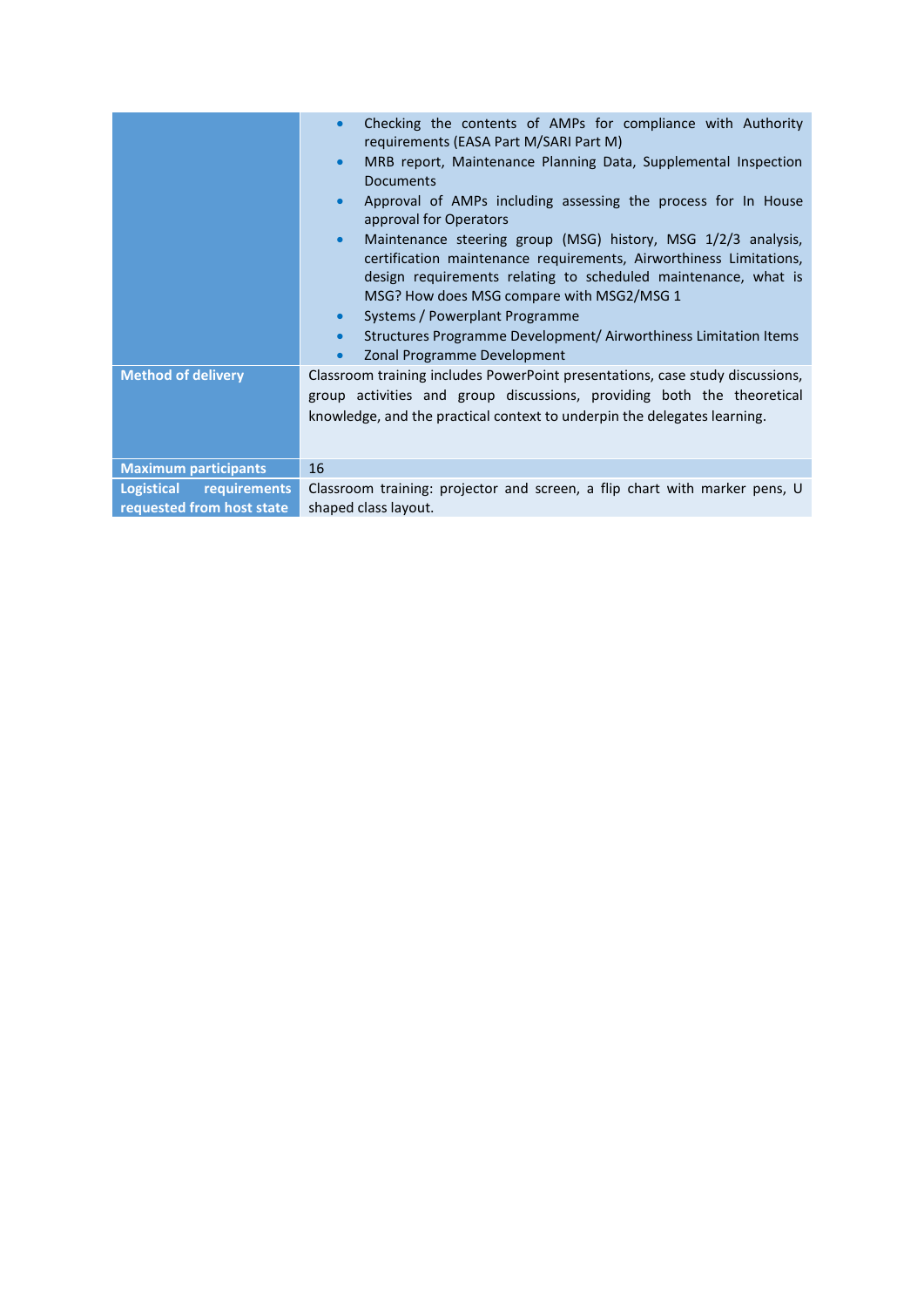| | |
|---|---|
| | • Checking the contents of AMPs for compliance with Authority requirements (EASA Part M/SARI Part M)<br>• MRB report, Maintenance Planning Data, Supplemental Inspection Documents<br>• Approval of AMPs including assessing the process for In House approval for Operators<br>• Maintenance steering group (MSG) history, MSG 1/2/3 analysis, certification maintenance requirements, Airworthiness Limitations, design requirements relating to scheduled maintenance, what is MSG? How does MSG compare with MSG2/MSG 1<br>• Systems / Powerplant Programme<br>• Structures Programme Development/ Airworthiness Limitation Items<br>• Zonal Programme Development |
| **Method of delivery** | Classroom training includes PowerPoint presentations, case study discussions, group activities and group discussions, providing both the theoretical knowledge, and the practical context to underpin the delegates learning. |
| **Maximum participants** | 16 |
| **Logistical requirements requested from host state** | Classroom training: projector and screen, a flip chart with marker pens, U shaped class layout. |